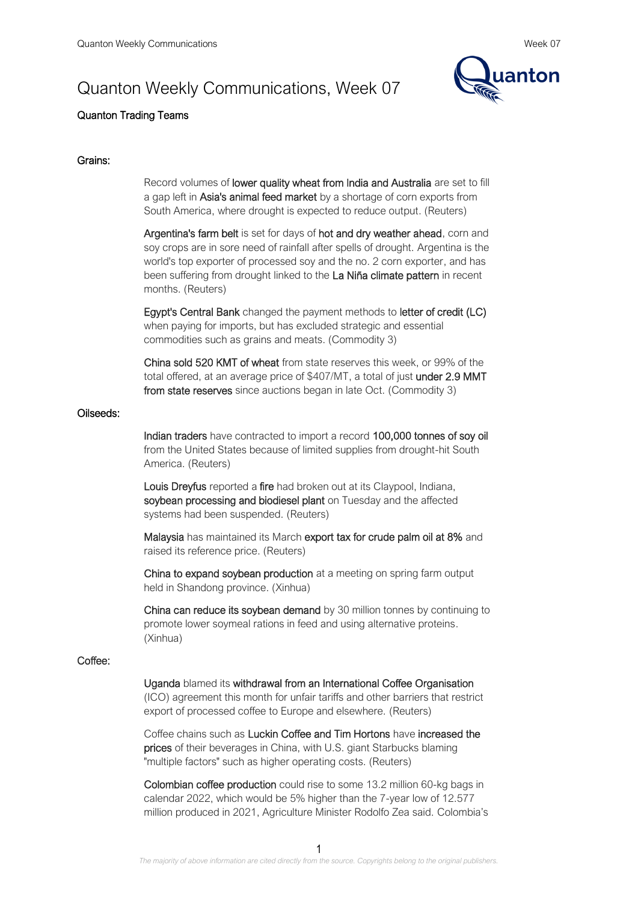# Quanton Weekly Communications, Week 07

**Quanton Trading Teams**

## Grains:

Record volumes of **lower quality wheat from India and Australia** are set to fill a gap left in **Asia's animal feed market** by a shortage of corn exports from South America, where drought is expected to reduce output. (Reuters)

**Argentina's farm belt** is set for days of **hot and dry weather ahead**, corn and soy crops are in sore need of rainfall after spells of drought. Argentina is the world's top exporter of processed soy and the no. 2 corn exporter, and has been suffering from drought linked to the **La Niña climate pattern** in recent months. (Reuters)

**Egypt's Central Bank** changed the payment methods to **letter of credit (LC)** when paying for imports, but has excluded strategic and essential commodities such as grains and meats. (Commodity 3)

**China sold 520 KMT of wheat** from state reserves this week, or 99% of the total offered, at an average price of $407/MT, a total of just **under 2.9 MMT from state reserves** since auctions began in late Oct. (Commodity 3)

## Oilseeds:

**Indian traders** have contracted to import a record **100,000 tonnes of soy oil** from the United States because of limited supplies from drought-hit South America. (Reuters)

**Louis Dreyfus** reported a **fire** had broken out at its Claypool, Indiana, **soybean processing and biodiesel plant** on Tuesday and the affected systems had been suspended. (Reuters)

**Malaysia** has maintained its March **export tax for crude palm oil at 8%** and raised its reference price. (Reuters)

**China to expand soybean production** at a meeting on spring farm output held in Shandong province. (Xinhua)

**China can reduce its soybean demand** by 30 million tonnes by continuing to promote lower soymeal rations in feed and using alternative proteins. (Xinhua)

## Coffee:

**Uganda** blamed its **withdrawal from an International Coffee Organisation** (ICO) agreement this month for unfair tariffs and other barriers that restrict export of processed coffee to Europe and elsewhere. (Reuters)

Coffee chains such as **Luckin Coffee and Tim Hortons** have **increased the prices** of their beverages in China, with U.S. giant Starbucks blaming "multiple factors" such as higher operating costs. (Reuters)

**Colombian coffee production** could rise to some 13.2 million 60-kg bags in calendar 2022, which would be 5% higher than the 7-year low of 12.577 million produced in 2021, Agriculture Minister Rodolfo Zea said. Colombia's

*The majority of above information are cited directly from the source. Copyrights belong to the original publishers.*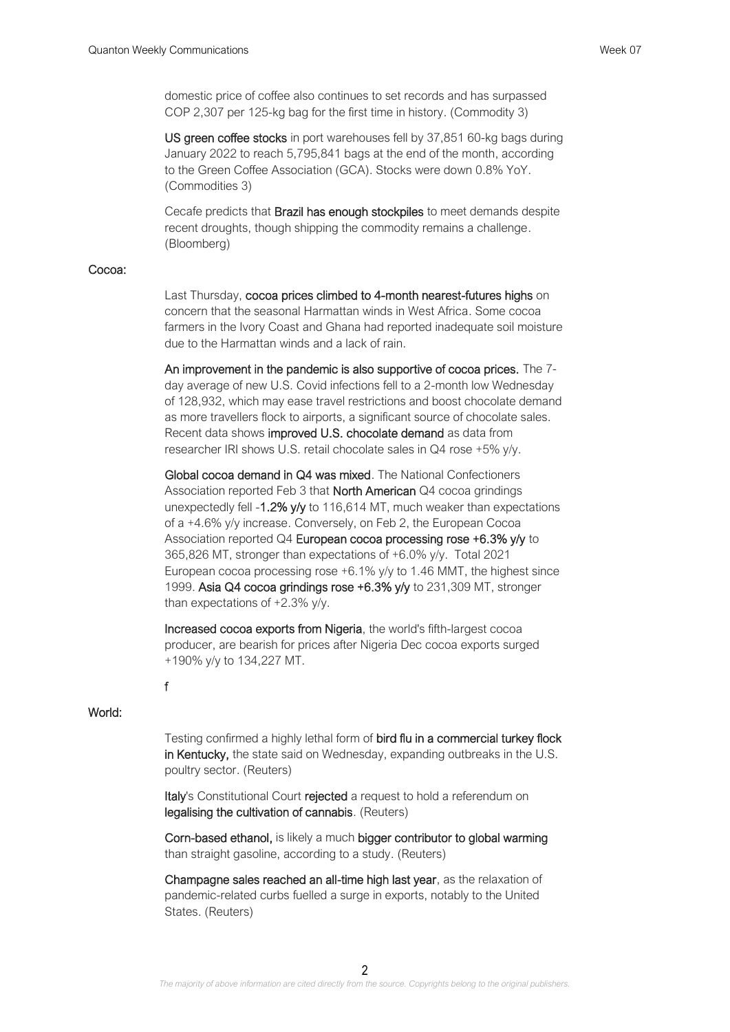domestic price of coffee also continues to set records and has surpassed COP 2,307 per 125-kg bag for the first time in history. (Commodity 3)

**US green coffee stocks** in port warehouses fell by 37,851 60-kg bags during January 2022 to reach 5,795,841 bags at the end of the month, according to the Green Coffee Association (GCA). Stocks were down 0.8% YoY. (Commodities 3)

Cecafe predicts that **Brazil has enough stockpiles** to meet demands despite recent droughts, though shipping the commodity remains a challenge. (Bloomberg)

### Cocoa:

Last Thursday, **cocoa prices climbed to 4-month nearest-futures highs** on concern that the seasonal Harmattan winds in West Africa. Some cocoa farmers in the Ivory Coast and Ghana had reported inadequate soil moisture due to the Harmattan winds and a lack of rain.

**An improvement in the pandemic is also supportive of cocoa prices.** The 7-day average of new U.S. Covid infections fell to a 2-month low Wednesday of 128,932, which may ease travel restrictions and boost chocolate demand as more travellers flock to airports, a significant source of chocolate sales. Recent data shows **improved U.S. chocolate demand** as data from researcher IRI shows U.S. retail chocolate sales in Q4 rose +5% y/y.

**Global cocoa demand in Q4 was mixed**. The National Confectioners Association reported Feb 3 that **North American** Q4 cocoa grindings unexpectedly fell **-1.2% y/y** to 116,614 MT, much weaker than expectations of a +4.6% y/y increase. Conversely, on Feb 2, the European Cocoa Association reported Q4 **European cocoa processing rose +6.3% y/y** to 365,826 MT, stronger than expectations of +6.0% y/y. Total 2021 European cocoa processing rose +6.1% y/y to 1.46 MMT, the highest since 1999. **Asia Q4 cocoa grindings rose +6.3% y/y** to 231,309 MT, stronger than expectations of +2.3% y/y.

**Increased cocoa exports from Nigeria**, the world's fifth-largest cocoa producer, are bearish for prices after Nigeria Dec cocoa exports surged +190% y/y to 134,227 MT.

f

### World:

Testing confirmed a highly lethal form of **bird flu in a commercial turkey flock in Kentucky,** the state said on Wednesday, expanding outbreaks in the U.S. poultry sector. (Reuters)

**Italy**'s Constitutional Court **rejected** a request to hold a referendum on **legalising the cultivation of cannabis**. (Reuters)

**Corn-based ethanol,** is likely a much **bigger contributor to global warming** than straight gasoline, according to a study. (Reuters)

**Champagne sales reached an all-time high last year**, as the relaxation of pandemic-related curbs fuelled a surge in exports, notably to the United States. (Reuters)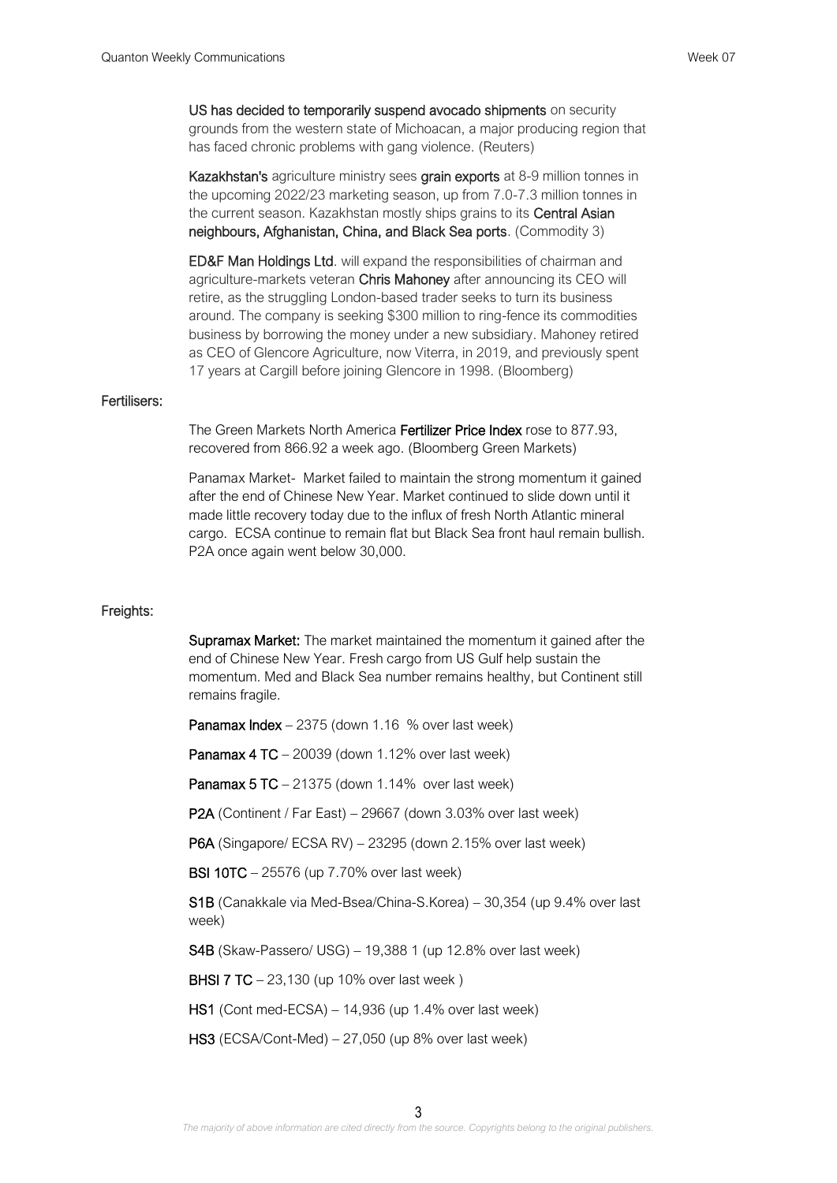**US has decided to temporarily suspend avocado shipments** on security grounds from the western state of Michoacan, a major producing region that has faced chronic problems with gang violence. (Reuters)

**Kazakhstan's** agriculture ministry sees **grain exports** at 8-9 million tonnes in the upcoming 2022/23 marketing season, up from 7.0-7.3 million tonnes in the current season. Kazakhstan mostly ships grains to its **Central Asian neighbours, Afghanistan, China, and Black Sea ports**. (Commodity 3)

**ED&F Man Holdings Ltd**. will expand the responsibilities of chairman and agriculture-markets veteran **Chris Mahoney** after announcing its CEO will retire, as the struggling London-based trader seeks to turn its business around. The company is seeking $300 million to ring-fence its commodities business by borrowing the money under a new subsidiary. Mahoney retired as CEO of Glencore Agriculture, now Viterra, in 2019, and previously spent 17 years at Cargill before joining Glencore in 1998. (Bloomberg)

## Fertilisers:

The Green Markets North America **Fertilizer Price Index** rose to 877.93, recovered from 866.92 a week ago. (Bloomberg Green Markets)

Panamax Market- Market failed to maintain the strong momentum it gained after the end of Chinese New Year. Market continued to slide down until it made little recovery today due to the influx of fresh North Atlantic mineral cargo. ECSA continue to remain flat but Black Sea front haul remain bullish. P2A once again went below 30,000.

## Freights:

**Supramax Market:** The market maintained the momentum it gained after the end of Chinese New Year. Fresh cargo from US Gulf help sustain the momentum. Med and Black Sea number remains healthy, but Continent still remains fragile.

**Panamax Index** – 2375 (down 1.16 % over last week)

**Panamax 4 TC** – 20039 (down 1.12% over last week)

**Panamax 5 TC** – 21375 (down 1.14% over last week)

**P2A** (Continent / Far East) – 29667 (down 3.03% over last week)

**P6A** (Singapore/ ECSA RV) – 23295 (down 2.15% over last week)

**BSI 10TC** – 25576 (up 7.70% over last week)

**S1B** (Canakkale via Med-Bsea/China-S.Korea) – 30,354 (up 9.4% over last week)

**S4B** (Skaw-Passero/ USG) – 19,388 1 (up 12.8% over last week)

**BHSI 7 TC** – 23,130 (up 10% over last week )

**HS1** (Cont med-ECSA) – 14,936 (up 1.4% over last week)

**HS3** (ECSA/Cont-Med) – 27,050 (up 8% over last week)

*The majority of above information are cited directly from the source. Copyrights belong to the original publishers.*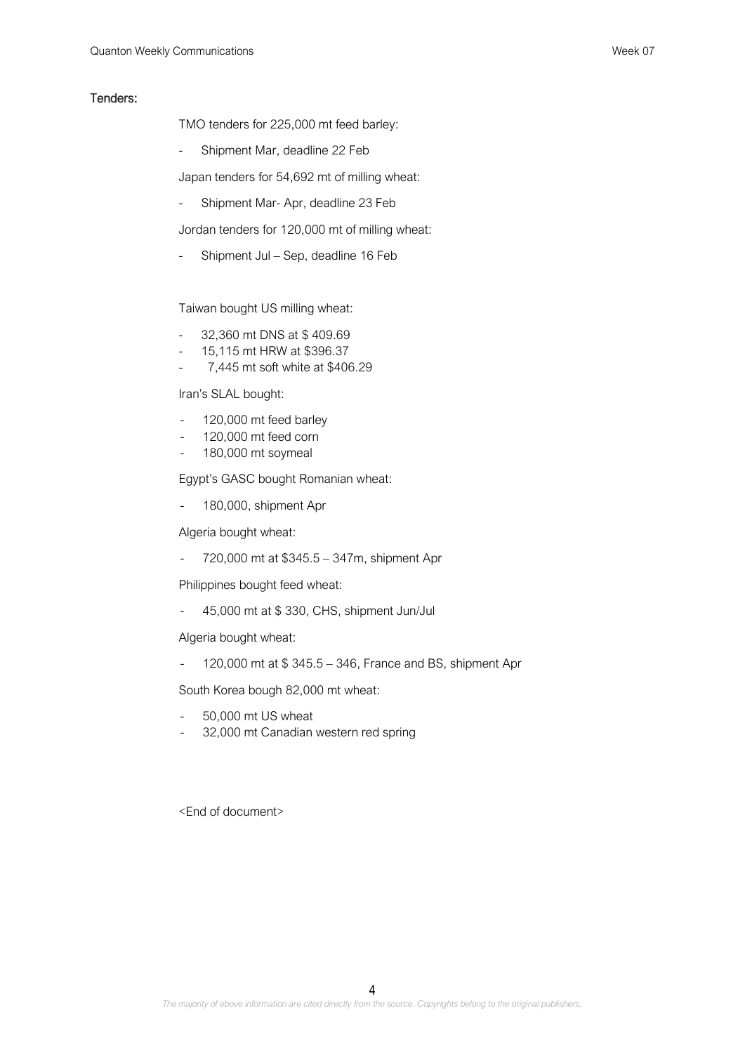**Tenders:**

TMO tenders for 225,000 mt feed barley:

- Shipment Mar, deadline 22 Feb

Japan tenders for 54,692 mt of milling wheat:

- Shipment Mar- Apr, deadline 23 Feb

Jordan tenders for 120,000 mt of milling wheat:

- Shipment Jul – Sep, deadline 16 Feb

Taiwan bought US milling wheat:

- 32,360 mt DNS at $ 409.69
- 15,115 mt HRW at $396.37
- 7,445 mt soft white at $406.29

Iran's SLAL bought:

- 120,000 mt feed barley
- 120,000 mt feed corn
- 180,000 mt soymeal

Egypt's GASC bought Romanian wheat:

- 180,000, shipment Apr

Algeria bought wheat:

- 720,000 mt at $345.5 – 347m, shipment Apr

Philippines bought feed wheat:

- 45,000 mt at $ 330, CHS, shipment Jun/Jul

Algeria bought wheat:

- 120,000 mt at $ 345.5 – 346, France and BS, shipment Apr

South Korea bough 82,000 mt wheat:

- 50,000 mt US wheat
- 32,000 mt Canadian western red spring

<End of document>

*The majority of above information are cited directly from the source. Copyrights belong to the original publishers.*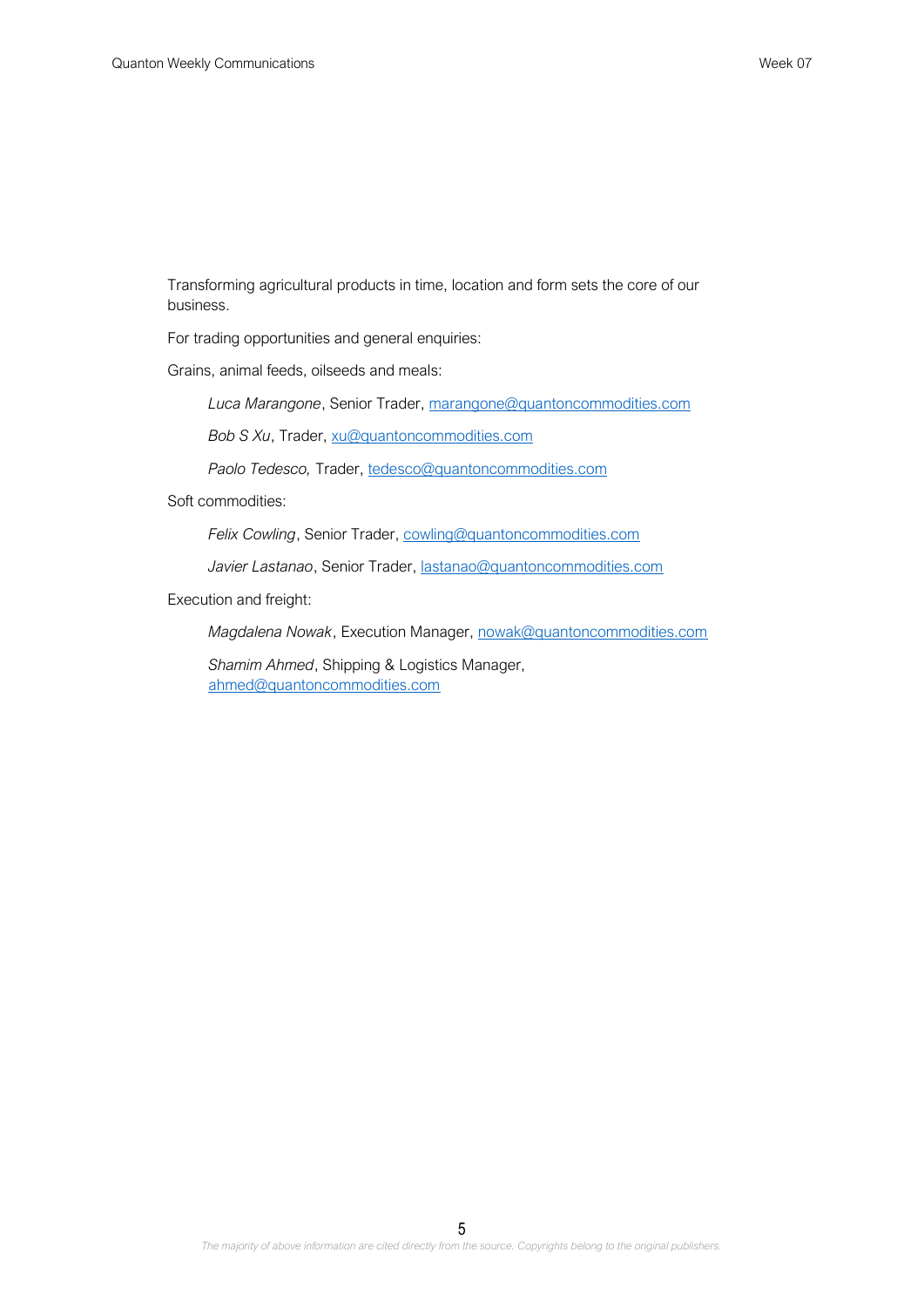Transforming agricultural products in time, location and form sets the core of our business.

For trading opportunities and general enquiries:

Grains, animal feeds, oilseeds and meals:

*Luca Marangone*, Senior Trader, marangone@quantoncommodities.com

*Bob S Xu*, Trader, xu@quantoncommodities.com

*Paolo Tedesco,* Trader, tedesco@quantoncommodities.com

Soft commodities:

*Felix Cowling*, Senior Trader, cowling@quantoncommodities.com

*Javier Lastanao*, Senior Trader, lastanao@quantoncommodities.com

Execution and freight:

*Magdalena Nowak*, Execution Manager, nowak@quantoncommodities.com

*Shamim Ahmed*, Shipping & Logistics Manager, ahmed@quantoncommodities.com

*The majority of above information are cited directly from the source. Copyrights belong to the original publishers.*